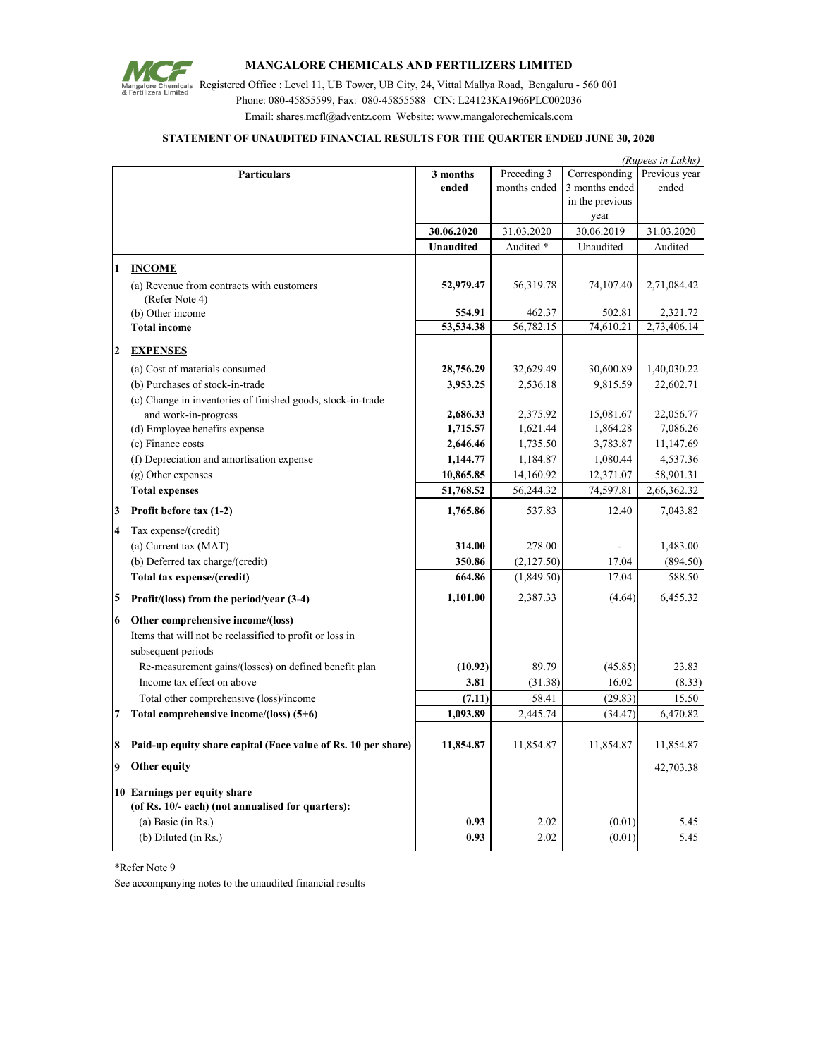# MANGALORE CHEMICALS AND FERTILIZERS LIMITED

Registered Office : Level 11, UB Tower, UB City, 24, Vittal Mallya Road, Bengaluru - 560 001

Phone: 080-45855599, Fax: 080-45855588 CIN: L24123KA1966PLC002036

Email: shares.mcfl@adventz.com Website: www.mangalorechemicals.com

## STATEMENT OF UNAUDITED FINANCIAL RESULTS FOR THE QUARTER ENDED JUNE 30, 2020

*(Rupees in Lakhs)*

| | Particulars | 3 months ended | Preceding 3 months ended | Corresponding 3 months ended in the previous year | Previous year ended |
|---|---|---|---|---|---|
| | | **30.06.2020** | 31.03.2020 | 30.06.2019 | 31.03.2020 |
| | | **Unaudited** | Audited * | Unaudited | Audited |
| **1** | **INCOME** | | | | |
| | (a) Revenue from contracts with customers (Refer Note 4) | **52,979.47** | 56,319.78 | 74,107.40 | 2,71,084.42 |
| | (b) Other income | **554.91** | 462.37 | 502.81 | 2,321.72 |
| | **Total income** | **53,534.38** | 56,782.15 | 74,610.21 | 2,73,406.14 |
| **2** | **EXPENSES** | | | | |
| | (a) Cost of materials consumed | **28,756.29** | 32,629.49 | 30,600.89 | 1,40,030.22 |
| | (b) Purchases of stock-in-trade | **3,953.25** | 2,536.18 | 9,815.59 | 22,602.71 |
| | (c) Change in inventories of finished goods, stock-in-trade and work-in-progress | **2,686.33** | 2,375.92 | 15,081.67 | 22,056.77 |
| | (d) Employee benefits expense | **1,715.57** | 1,621.44 | 1,864.28 | 7,086.26 |
| | (e) Finance costs | **2,646.46** | 1,735.50 | 3,783.87 | 11,147.69 |
| | (f) Depreciation and amortisation expense | **1,144.77** | 1,184.87 | 1,080.44 | 4,537.36 |
| | (g) Other expenses | **10,865.85** | 14,160.92 | 12,371.07 | 58,901.31 |
| | **Total expenses** | **51,768.52** | 56,244.32 | 74,597.81 | 2,66,362.32 |
| **3** | **Profit before tax (1-2)** | **1,765.86** | 537.83 | 12.40 | 7,043.82 |
| **4** | Tax expense/(credit) | | | | |
| | (a) Current tax (MAT) | **314.00** | 278.00 | - | 1,483.00 |
| | (b) Deferred tax charge/(credit) | **350.86** | (2,127.50) | 17.04 | (894.50) |
| | **Total tax expense/(credit)** | **664.86** | (1,849.50) | 17.04 | 588.50 |
| **5** | **Profit/(loss) from the period/year (3-4)** | **1,101.00** | 2,387.33 | (4.64) | 6,455.32 |
| **6** | **Other comprehensive income/(loss)** | | | | |
| | Items that will not be reclassified to profit or loss in subsequent periods | | | | |
| | Re-measurement gains/(losses) on defined benefit plan | **(10.92)** | 89.79 | (45.85) | 23.83 |
| | Income tax effect on above | **3.81** | (31.38) | 16.02 | (8.33) |
| | Total other comprehensive (loss)/income | **(7.11)** | 58.41 | (29.83) | 15.50 |
| **7** | **Total comprehensive income/(loss) (5+6)** | **1,093.89** | 2,445.74 | (34.47) | 6,470.82 |
| **8** | **Paid-up equity share capital (Face value of Rs. 10 per share)** | **11,854.87** | 11,854.87 | 11,854.87 | 11,854.87 |
| **9** | **Other equity** | | | | 42,703.38 |
| **10** | **Earnings per equity share (of Rs. 10/- each) (not annualised for quarters):** | | | | |
| | (a) Basic (in Rs.) | **0.93** | 2.02 | (0.01) | 5.45 |
| | (b) Diluted (in Rs.) | **0.93** | 2.02 | (0.01) | 5.45 |

*Refer Note 9

See accompanying notes to the unaudited financial results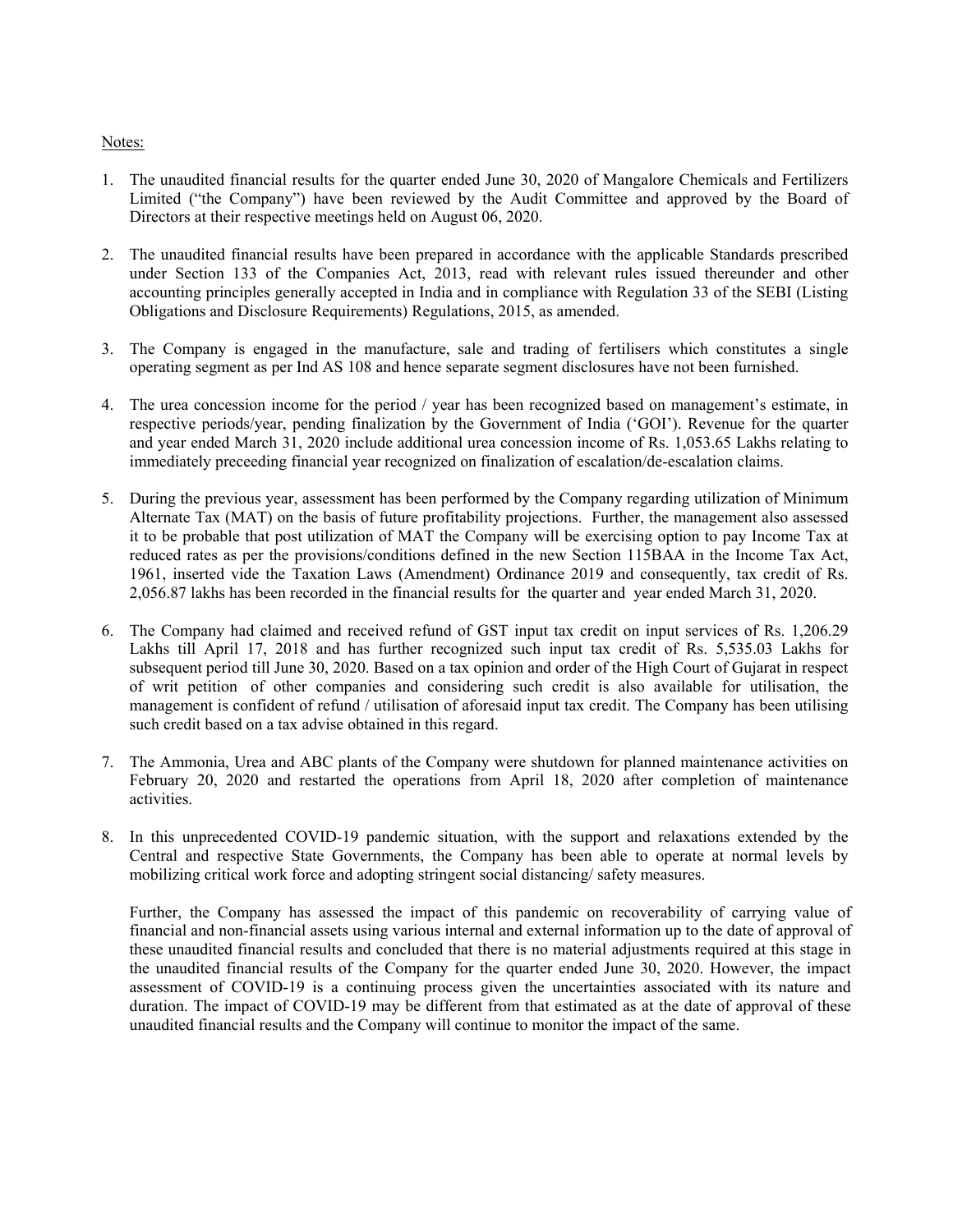Notes:

1. The unaudited financial results for the quarter ended June 30, 2020 of Mangalore Chemicals and Fertilizers Limited ("the Company") have been reviewed by the Audit Committee and approved by the Board of Directors at their respective meetings held on August 06, 2020.

2. The unaudited financial results have been prepared in accordance with the applicable Standards prescribed under Section 133 of the Companies Act, 2013, read with relevant rules issued thereunder and other accounting principles generally accepted in India and in compliance with Regulation 33 of the SEBI (Listing Obligations and Disclosure Requirements) Regulations, 2015, as amended.

3. The Company is engaged in the manufacture, sale and trading of fertilisers which constitutes a single operating segment as per Ind AS 108 and hence separate segment disclosures have not been furnished.

4. The urea concession income for the period / year has been recognized based on management's estimate, in respective periods/year, pending finalization by the Government of India ('GOI'). Revenue for the quarter and year ended March 31, 2020 include additional urea concession income of Rs. 1,053.65 Lakhs relating to immediately preceeding financial year recognized on finalization of escalation/de-escalation claims.

5. During the previous year, assessment has been performed by the Company regarding utilization of Minimum Alternate Tax (MAT) on the basis of future profitability projections. Further, the management also assessed it to be probable that post utilization of MAT the Company will be exercising option to pay Income Tax at reduced rates as per the provisions/conditions defined in the new Section 115BAA in the Income Tax Act, 1961, inserted vide the Taxation Laws (Amendment) Ordinance 2019 and consequently, tax credit of Rs. 2,056.87 lakhs has been recorded in the financial results for the quarter and year ended March 31, 2020.

6. The Company had claimed and received refund of GST input tax credit on input services of Rs. 1,206.29 Lakhs till April 17, 2018 and has further recognized such input tax credit of Rs. 5,535.03 Lakhs for subsequent period till June 30, 2020. Based on a tax opinion and order of the High Court of Gujarat in respect of writ petition of other companies and considering such credit is also available for utilisation, the management is confident of refund / utilisation of aforesaid input tax credit. The Company has been utilising such credit based on a tax advise obtained in this regard.

7. The Ammonia, Urea and ABC plants of the Company were shutdown for planned maintenance activities on February 20, 2020 and restarted the operations from April 18, 2020 after completion of maintenance activities.

8. In this unprecedented COVID-19 pandemic situation, with the support and relaxations extended by the Central and respective State Governments, the Company has been able to operate at normal levels by mobilizing critical work force and adopting stringent social distancing/ safety measures.

   Further, the Company has assessed the impact of this pandemic on recoverability of carrying value of financial and non-financial assets using various internal and external information up to the date of approval of these unaudited financial results and concluded that there is no material adjustments required at this stage in the unaudited financial results of the Company for the quarter ended June 30, 2020. However, the impact assessment of COVID-19 is a continuing process given the uncertainties associated with its nature and duration. The impact of COVID-19 may be different from that estimated as at the date of approval of these unaudited financial results and the Company will continue to monitor the impact of the same.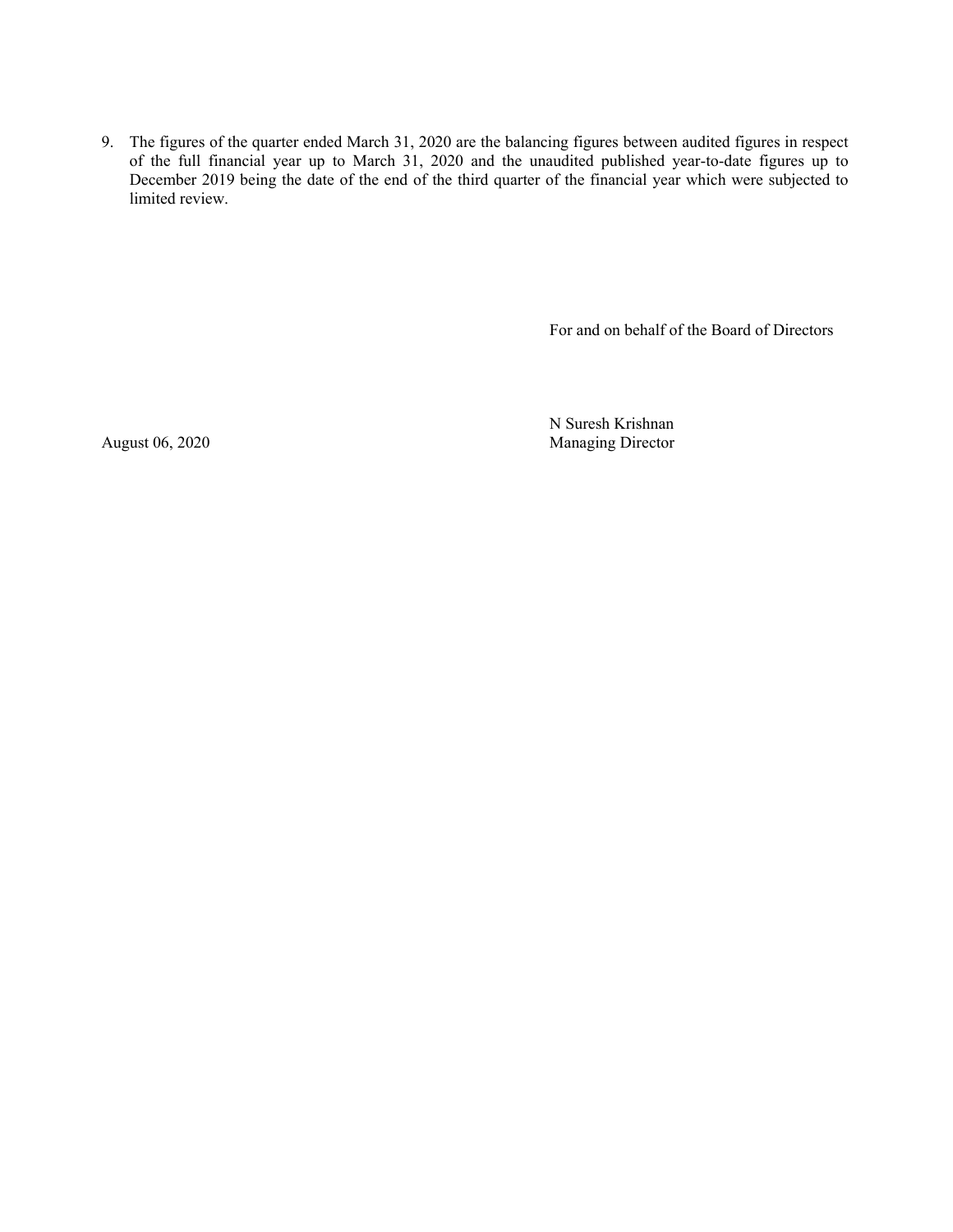9. The figures of the quarter ended March 31, 2020 are the balancing figures between audited figures in respect of the full financial year up to March 31, 2020 and the unaudited published year-to-date figures up to December 2019 being the date of the end of the third quarter of the financial year which were subjected to limited review.

For and on behalf of the Board of Directors

N Suresh Krishnan
Managing Director

August 06, 2020